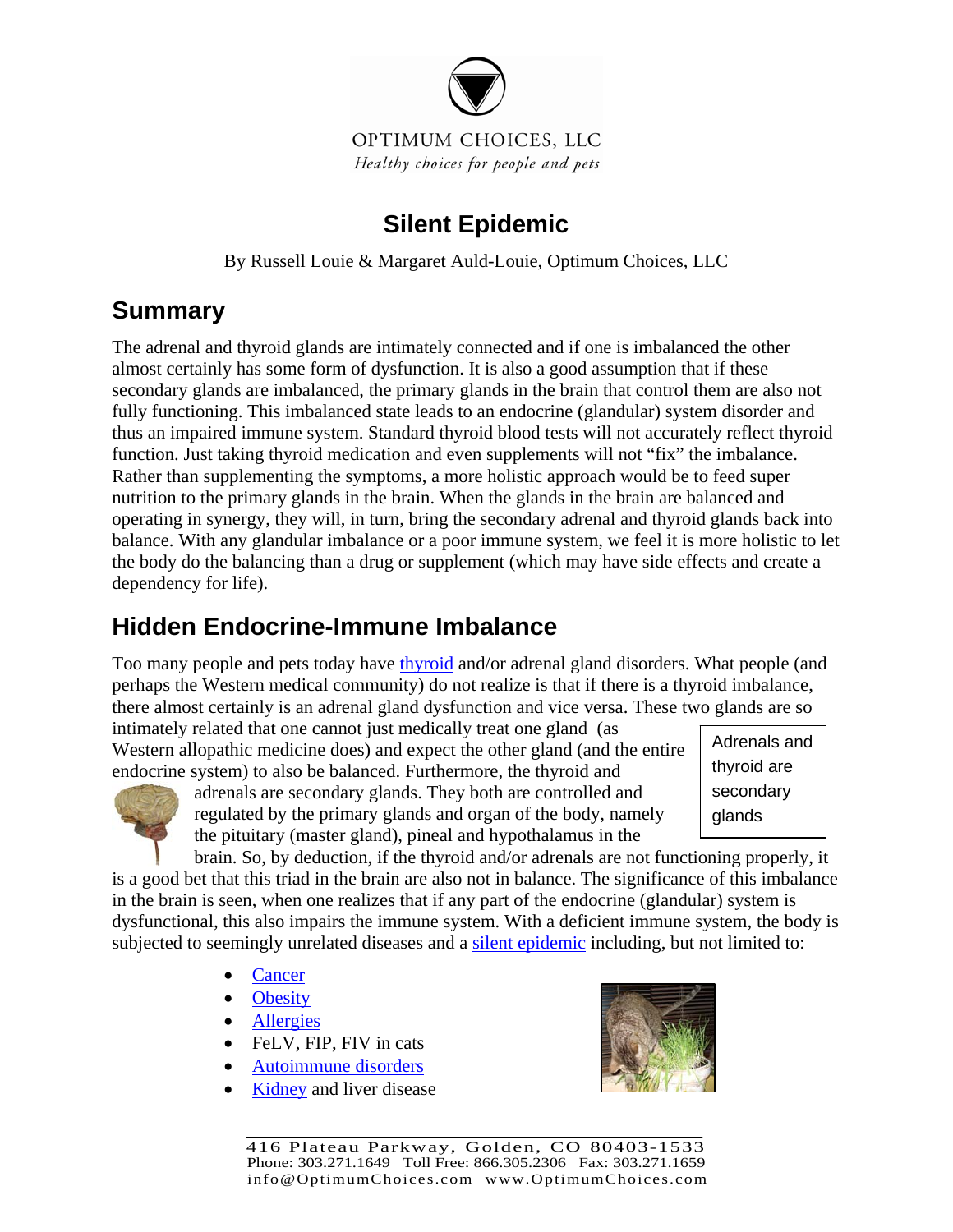OPTIMUM CHOICES, LLC

*Healthy choices for people and pets*

# Silent Epidemic

By Russell Louie & Margaret Auld-Louie, Optimum Choices, LLC

## Summary

The adrenal and thyroid glands are intimately connected and if one is imbalanced the other almost certainly has some form of dysfunction. It is also a good assumption that if these secondary glands are imbalanced, the primary glands in the brain that control them are also not fully functioning. This imbalanced state leads to an endocrine (glandular) system disorder and thus an impaired immune system. Standard thyroid blood tests will not accurately reflect thyroid function. Just taking thyroid medication and even supplements will not "fix" the imbalance. Rather than supplementing the symptoms, a more holistic approach would be to feed super nutrition to the primary glands in the brain. When the glands in the brain are balanced and operating in synergy, they will, in turn, bring the secondary adrenal and thyroid glands back into balance. With any glandular imbalance or a poor immune system, we feel it is more holistic to let the body do the balancing than a drug or supplement (which may have side effects and create a dependency for life).

## Hidden Endocrine-Immune Imbalance

Too many people and pets today have thyroid and/or adrenal gland disorders. What people (and perhaps the Western medical community) do not realize is that if there is a thyroid imbalance, there almost certainly is an adrenal gland dysfunction and vice versa. These two glands are so intimately related that one cannot just medically treat one gland (as Western allopathic medicine does) and expect the other gland (and the entire endocrine system) to also be balanced. Furthermore, the thyroid and adrenals are secondary glands. They both are controlled and regulated by the primary glands and organ of the body, namely the pituitary (master gland), pineal and hypothalamus in the brain. So, by deduction, if the thyroid and/or adrenals are not functioning properly, it is a good bet that this triad in the brain are also not in balance. The significance of this imbalance in the brain is seen, when one realizes that if any part of the endocrine (glandular) system is dysfunctional, this also impairs the immune system. With a deficient immune system, the body is subjected to seemingly unrelated diseases and a silent epidemic including, but not limited to:

> Adrenals and thyroid are secondary glands

- Cancer
- Obesity
- Allergies
- FeLV, FIP, FIV in cats
- Autoimmune disorders
- Kidney and liver disease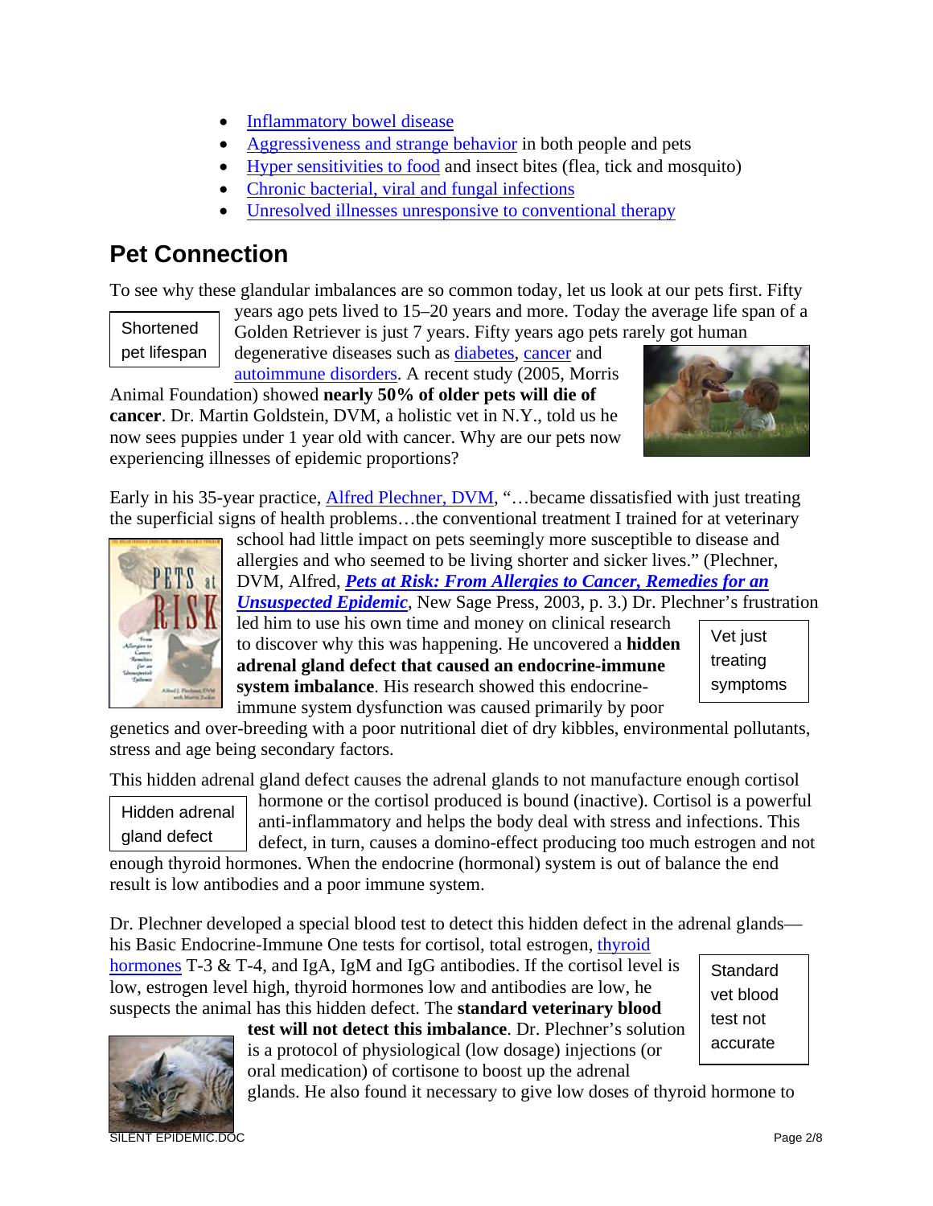- Inflammatory bowel disease
- Aggressiveness and strange behavior in both people and pets
- Hyper sensitivities to food and insect bites (flea, tick and mosquito)
- Chronic bacterial, viral and fungal infections
- Unresolved illnesses unresponsive to conventional therapy

## Pet Connection

To see why these glandular imbalances are so common today, let us look at our pets first. Fifty years ago pets lived to 15–20 years and more. Today the average life span of a Golden Retriever is just 7 years. Fifty years ago pets rarely got human degenerative diseases such as diabetes, cancer and autoimmune disorders. A recent study (2005, Morris Animal Foundation) showed **nearly 50% of older pets will die of cancer**. Dr. Martin Goldstein, DVM, a holistic vet in N.Y., told us he now sees puppies under 1 year old with cancer. Why are our pets now experiencing illnesses of epidemic proportions?

Shortened pet lifespan

Early in his 35-year practice, Alfred Plechner, DVM, "…became dissatisfied with just treating the superficial signs of health problems…the conventional treatment I trained for at veterinary school had little impact on pets seemingly more susceptible to disease and allergies and who seemed to be living shorter and sicker lives." (Plechner, DVM, Alfred, ***Pets at Risk: From Allergies to Cancer, Remedies for an Unsuspected Epidemic***, New Sage Press, 2003, p. 3.) Dr. Plechner's frustration led him to use his own time and money on clinical research to discover why this was happening. He uncovered a **hidden adrenal gland defect that caused an endocrine-immune system imbalance**. His research showed this endocrine-immune system dysfunction was caused primarily by poor genetics and over-breeding with a poor nutritional diet of dry kibbles, environmental pollutants, stress and age being secondary factors.

Vet just treating symptoms

This hidden adrenal gland defect causes the adrenal glands to not manufacture enough cortisol hormone or the cortisol produced is bound (inactive). Cortisol is a powerful anti-inflammatory and helps the body deal with stress and infections. This defect, in turn, causes a domino-effect producing too much estrogen and not enough thyroid hormones. When the endocrine (hormonal) system is out of balance the end result is low antibodies and a poor immune system.

Hidden adrenal gland defect

Dr. Plechner developed a special blood test to detect this hidden defect in the adrenal glands—his Basic Endocrine-Immune One tests for cortisol, total estrogen, thyroid hormones T-3 & T-4, and IgA, IgM and IgG antibodies. If the cortisol level is low, estrogen level high, thyroid hormones low and antibodies are low, he suspects the animal has this hidden defect. The **standard veterinary blood test will not detect this imbalance**. Dr. Plechner's solution is a protocol of physiological (low dosage) injections (or oral medication) of cortisone to boost up the adrenal glands. He also found it necessary to give low doses of thyroid hormone to

Standard vet blood test not accurate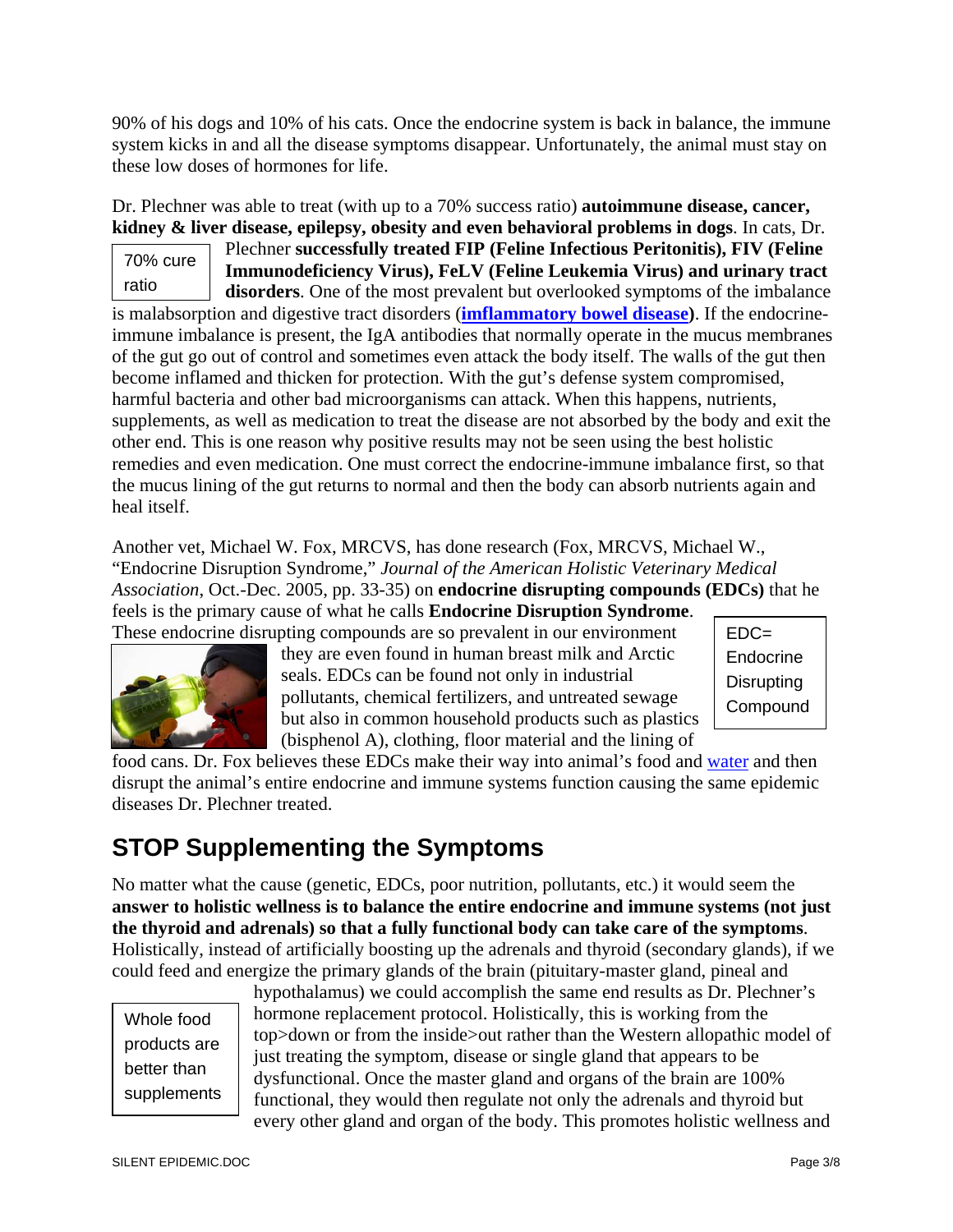90% of his dogs and 10% of his cats. Once the endocrine system is back in balance, the immune system kicks in and all the disease symptoms disappear. Unfortunately, the animal must stay on these low doses of hormones for life.

Dr. Plechner was able to treat (with up to a 70% success ratio) **autoimmune disease, cancer, kidney & liver disease, epilepsy, obesity and even behavioral problems in dogs**. In cats, Dr. Plechner **successfully treated FIP (Feline Infectious Peritonitis), FIV (Feline Immunodeficiency Virus), FeLV (Feline Leukemia Virus) and urinary tract disorders**. One of the most prevalent but overlooked symptoms of the imbalance is malabsorption and digestive tract disorders (**imflammatory bowel disease**). If the endocrine-immune imbalance is present, the IgA antibodies that normally operate in the mucus membranes of the gut go out of control and sometimes even attack the body itself. The walls of the gut then become inflamed and thicken for protection. With the gut's defense system compromised, harmful bacteria and other bad microorganisms can attack. When this happens, nutrients, supplements, as well as medication to treat the disease are not absorbed by the body and exit the other end. This is one reason why positive results may not be seen using the best holistic remedies and even medication. One must correct the endocrine-immune imbalance first, so that the mucus lining of the gut returns to normal and then the body can absorb nutrients again and heal itself.

70% cure ratio

Another vet, Michael W. Fox, MRCVS, has done research (Fox, MRCVS, Michael W., "Endocrine Disruption Syndrome," *Journal of the American Holistic Veterinary Medical Association*, Oct.-Dec. 2005, pp. 33-35) on **endocrine disrupting compounds (EDCs)** that he feels is the primary cause of what he calls **Endocrine Disruption Syndrome**. These endocrine disrupting compounds are so prevalent in our environment they are even found in human breast milk and Arctic seals. EDCs can be found not only in industrial pollutants, chemical fertilizers, and untreated sewage but also in common household products such as plastics (bisphenol A), clothing, floor material and the lining of food cans. Dr. Fox believes these EDCs make their way into animal's food and water and then disrupt the animal's entire endocrine and immune systems function causing the same epidemic diseases Dr. Plechner treated.

EDC= Endocrine Disrupting Compound

## STOP Supplementing the Symptoms

No matter what the cause (genetic, EDCs, poor nutrition, pollutants, etc.) it would seem the **answer to holistic wellness is to balance the entire endocrine and immune systems (not just the thyroid and adrenals) so that a fully functional body can take care of the symptoms**. Holistically, instead of artificially boosting up the adrenals and thyroid (secondary glands), if we could feed and energize the primary glands of the brain (pituitary-master gland, pineal and hypothalamus) we could accomplish the same end results as Dr. Plechner's hormone replacement protocol. Holistically, this is working from the top>down or from the inside>out rather than the Western allopathic model of just treating the symptom, disease or single gland that appears to be dysfunctional. Once the master gland and organs of the brain are 100% functional, they would then regulate not only the adrenals and thyroid but every other gland and organ of the body. This promotes holistic wellness and

Whole food products are better than supplements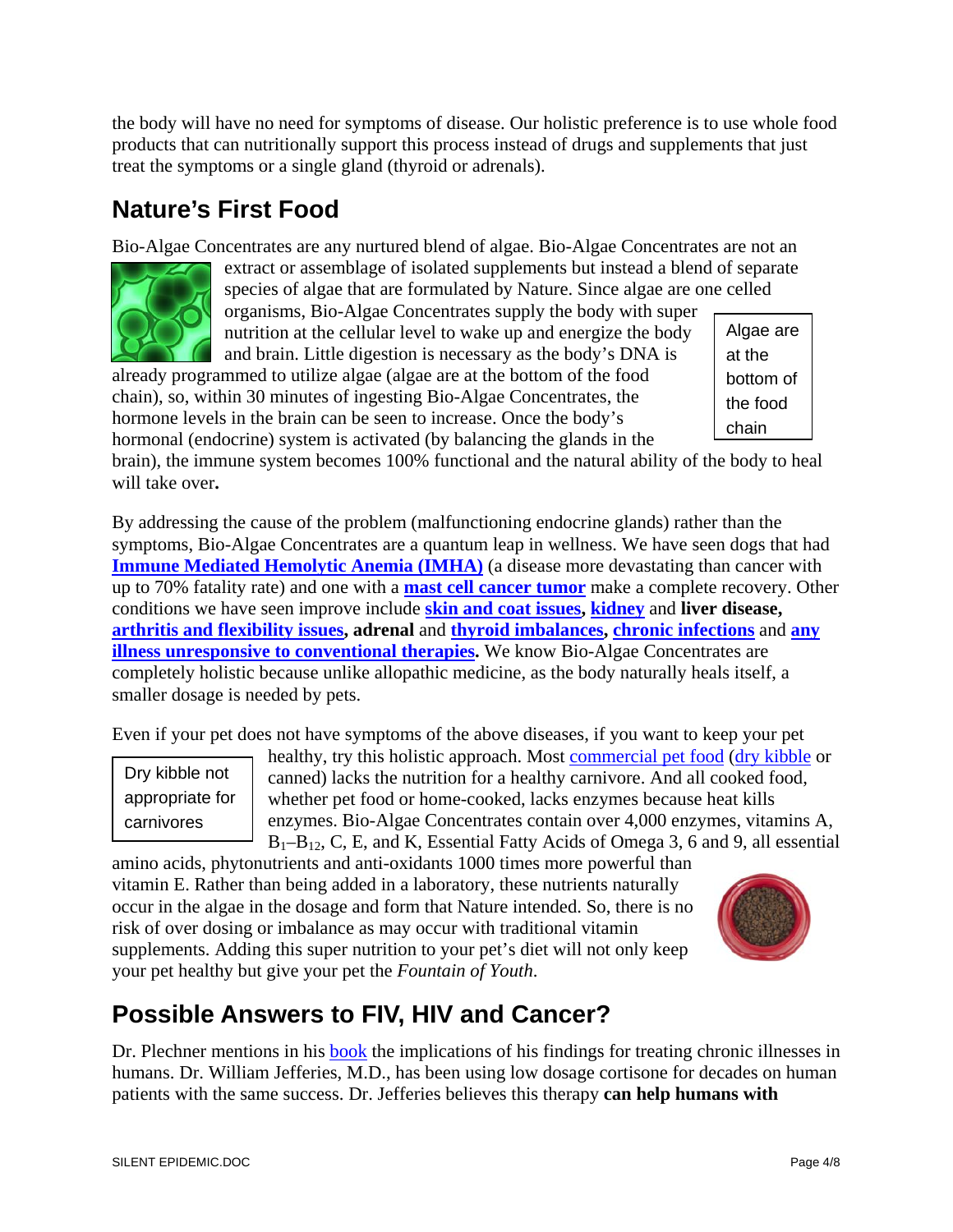the body will have no need for symptoms of disease. Our holistic preference is to use whole food products that can nutritionally support this process instead of drugs and supplements that just treat the symptoms or a single gland (thyroid or adrenals).

## Nature's First Food

Bio-Algae Concentrates are any nurtured blend of algae. Bio-Algae Concentrates are not an extract or assemblage of isolated supplements but instead a blend of separate species of algae that are formulated by Nature. Since algae are one celled organisms, Bio-Algae Concentrates supply the body with super nutrition at the cellular level to wake up and energize the body and brain. Little digestion is necessary as the body's DNA is already programmed to utilize algae (algae are at the bottom of the food chain), so, within 30 minutes of ingesting Bio-Algae Concentrates, the hormone levels in the brain can be seen to increase. Once the body's hormonal (endocrine) system is activated (by balancing the glands in the brain), the immune system becomes 100% functional and the natural ability of the body to heal will take over.

Algae are at the bottom of the food chain

By addressing the cause of the problem (malfunctioning endocrine glands) rather than the symptoms, Bio-Algae Concentrates are a quantum leap in wellness. We have seen dogs that had **Immune Mediated Hemolytic Anemia (IMHA)** (a disease more devastating than cancer with up to 70% fatality rate) and one with a **mast cell cancer tumor** make a complete recovery. Other conditions we have seen improve include **skin and coat issues**, **kidney** and **liver disease, arthritis and flexibility issues, adrenal** and **thyroid imbalances**, **chronic infections** and **any illness unresponsive to conventional therapies.** We know Bio-Algae Concentrates are completely holistic because unlike allopathic medicine, as the body naturally heals itself, a smaller dosage is needed by pets.

Even if your pet does not have symptoms of the above diseases, if you want to keep your pet healthy, try this holistic approach. Most commercial pet food (dry kibble or canned) lacks the nutrition for a healthy carnivore. And all cooked food, whether pet food or home-cooked, lacks enzymes because heat kills enzymes. Bio-Algae Concentrates contain over 4,000 enzymes, vitamins A, $B_1$–$B_{12}$, C, E, and K, Essential Fatty Acids of Omega 3, 6 and 9, all essential amino acids, phytonutrients and anti-oxidants 1000 times more powerful than vitamin E. Rather than being added in a laboratory, these nutrients naturally occur in the algae in the dosage and form that Nature intended. So, there is no risk of over dosing or imbalance as may occur with traditional vitamin supplements. Adding this super nutrition to your pet's diet will not only keep your pet healthy but give your pet the *Fountain of Youth*.

Dry kibble not appropriate for carnivores

## Possible Answers to FIV, HIV and Cancer?

Dr. Plechner mentions in his book the implications of his findings for treating chronic illnesses in humans. Dr. William Jefferies, M.D., has been using low dosage cortisone for decades on human patients with the same success. Dr. Jefferies believes this therapy **can help humans with**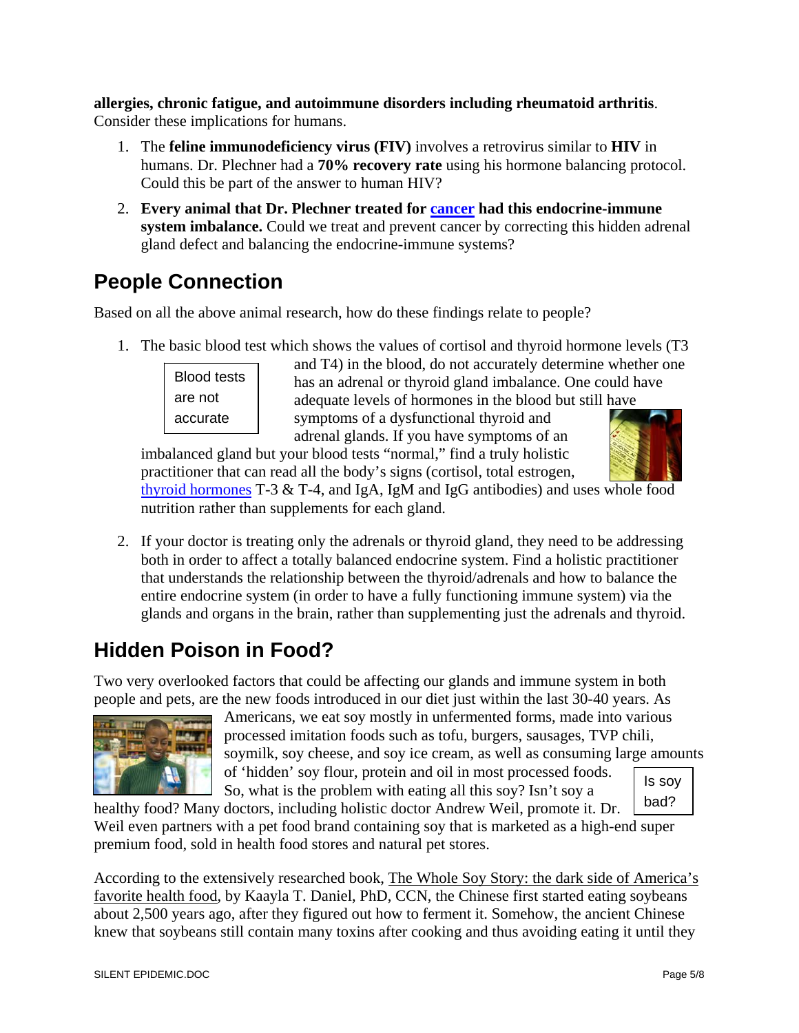**allergies, chronic fatigue, and autoimmune disorders including rheumatoid arthritis**. Consider these implications for humans.

1. The **feline immunodeficiency virus (FIV)** involves a retrovirus similar to **HIV** in humans. Dr. Plechner had a **70% recovery rate** using his hormone balancing protocol. Could this be part of the answer to human HIV?

2. **Every animal that Dr. Plechner treated for cancer had this endocrine-immune system imbalance.** Could we treat and prevent cancer by correcting this hidden adrenal gland defect and balancing the endocrine-immune systems?

## People Connection

Based on all the above animal research, how do these findings relate to people?

Blood tests are not accurate

1. The basic blood test which shows the values of cortisol and thyroid hormone levels (T3 and T4) in the blood, do not accurately determine whether one has an adrenal or thyroid gland imbalance. One could have adequate levels of hormones in the blood but still have symptoms of a dysfunctional thyroid and adrenal glands. If you have symptoms of an imbalanced gland but your blood tests "normal," find a truly holistic practitioner that can read all the body's signs (cortisol, total estrogen, thyroid hormones T-3 & T-4, and IgA, IgM and IgG antibodies) and uses whole food nutrition rather than supplements for each gland.

2. If your doctor is treating only the adrenals or thyroid gland, they need to be addressing both in order to affect a totally balanced endocrine system. Find a holistic practitioner that understands the relationship between the thyroid/adrenals and how to balance the entire endocrine system (in order to have a fully functioning immune system) via the glands and organs in the brain, rather than supplementing just the adrenals and thyroid.

## Hidden Poison in Food?

Is soy bad?

Two very overlooked factors that could be affecting our glands and immune system in both people and pets, are the new foods introduced in our diet just within the last 30-40 years. As Americans, we eat soy mostly in unfermented forms, made into various processed imitation foods such as tofu, burgers, sausages, TVP chili, soymilk, soy cheese, and soy ice cream, as well as consuming large amounts of 'hidden' soy flour, protein and oil in most processed foods. So, what is the problem with eating all this soy? Isn't soy a healthy food? Many doctors, including holistic doctor Andrew Weil, promote it. Dr. Weil even partners with a pet food brand containing soy that is marketed as a high-end super premium food, sold in health food stores and natural pet stores.

According to the extensively researched book, The Whole Soy Story: the dark side of America's favorite health food, by Kaayla T. Daniel, PhD, CCN, the Chinese first started eating soybeans about 2,500 years ago, after they figured out how to ferment it. Somehow, the ancient Chinese knew that soybeans still contain many toxins after cooking and thus avoiding eating it until they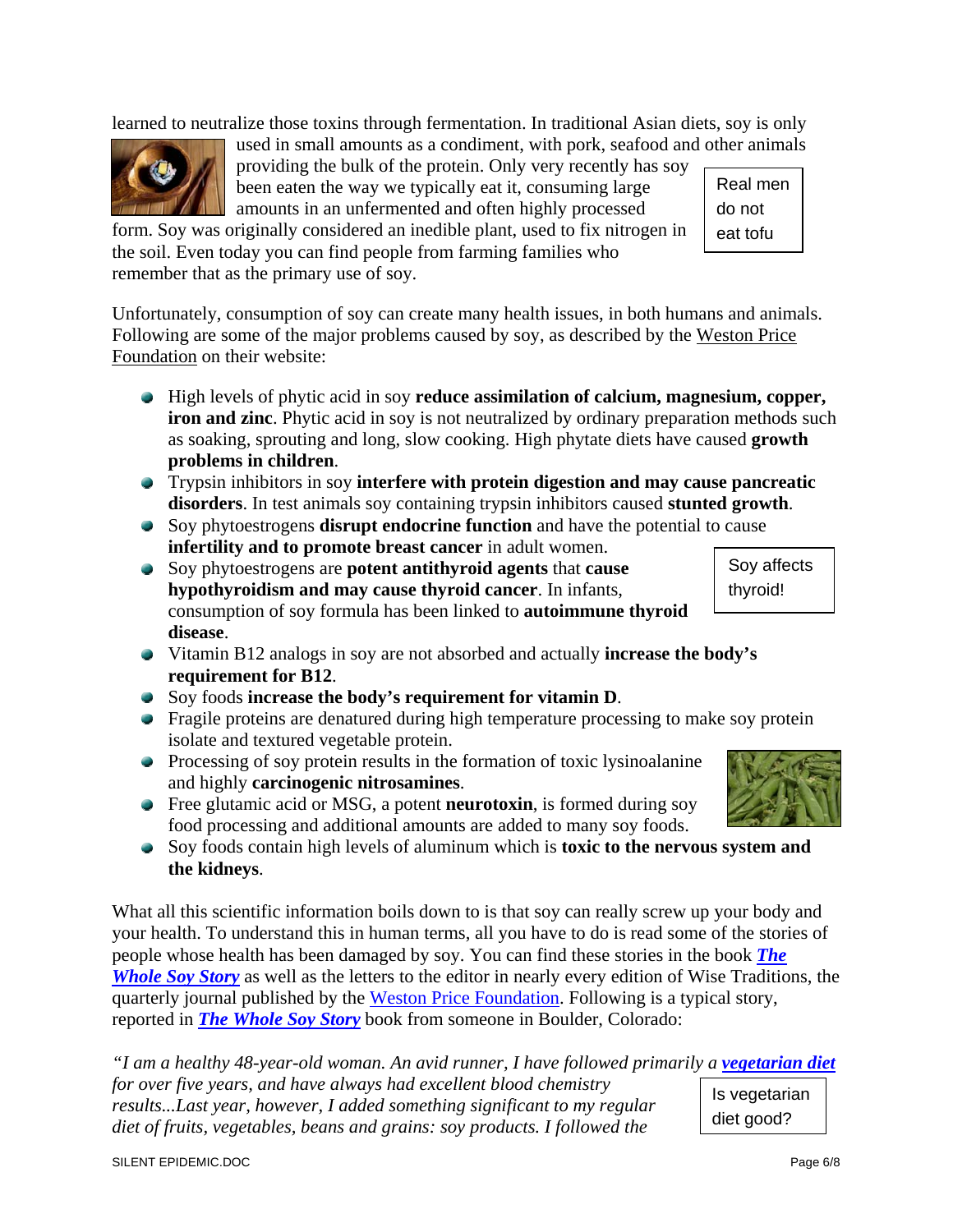learned to neutralize those toxins through fermentation. In traditional Asian diets, soy is only used in small amounts as a condiment, with pork, seafood and other animals providing the bulk of the protein. Only very recently has soy been eaten the way we typically eat it, consuming large amounts in an unfermented and often highly processed form. Soy was originally considered an inedible plant, used to fix nitrogen in the soil. Even today you can find people from farming families who remember that as the primary use of soy.

Real men do not eat tofu

Unfortunately, consumption of soy can create many health issues, in both humans and animals. Following are some of the major problems caused by soy, as described by the Weston Price Foundation on their website:

- High levels of phytic acid in soy **reduce assimilation of calcium, magnesium, copper, iron and zinc**. Phytic acid in soy is not neutralized by ordinary preparation methods such as soaking, sprouting and long, slow cooking. High phytate diets have caused **growth problems in children**.
- Trypsin inhibitors in soy **interfere with protein digestion and may cause pancreatic disorders**. In test animals soy containing trypsin inhibitors caused **stunted growth**.
- Soy phytoestrogens **disrupt endocrine function** and have the potential to cause **infertility and to promote breast cancer** in adult women.
- Soy phytoestrogens are **potent antithyroid agents** that **cause hypothyroidism and may cause thyroid cancer**. In infants, consumption of soy formula has been linked to **autoimmune thyroid disease**.
- Vitamin B12 analogs in soy are not absorbed and actually **increase the body's requirement for B12**.
- Soy foods **increase the body's requirement for vitamin D**.
- Fragile proteins are denatured during high temperature processing to make soy protein isolate and textured vegetable protein.
- Processing of soy protein results in the formation of toxic lysinoalanine and highly **carcinogenic nitrosamines**.
- Free glutamic acid or MSG, a potent **neurotoxin**, is formed during soy food processing and additional amounts are added to many soy foods.
- Soy foods contain high levels of aluminum which is **toxic to the nervous system and the kidneys**.

Soy affects thyroid!

What all this scientific information boils down to is that soy can really screw up your body and your health. To understand this in human terms, all you have to do is read some of the stories of people whose health has been damaged by soy. You can find these stories in the book ***The Whole Soy Story*** as well as the letters to the editor in nearly every edition of Wise Traditions, the quarterly journal published by the Weston Price Foundation. Following is a typical story, reported in ***The Whole Soy Story*** book from someone in Boulder, Colorado:

*"I am a healthy 48-year-old woman. An avid runner, I have followed primarily a **vegetarian diet** for over five years, and have always had excellent blood chemistry results...Last year, however, I added something significant to my regular diet of fruits, vegetables, beans and grains: soy products. I followed the*

Is vegetarian diet good?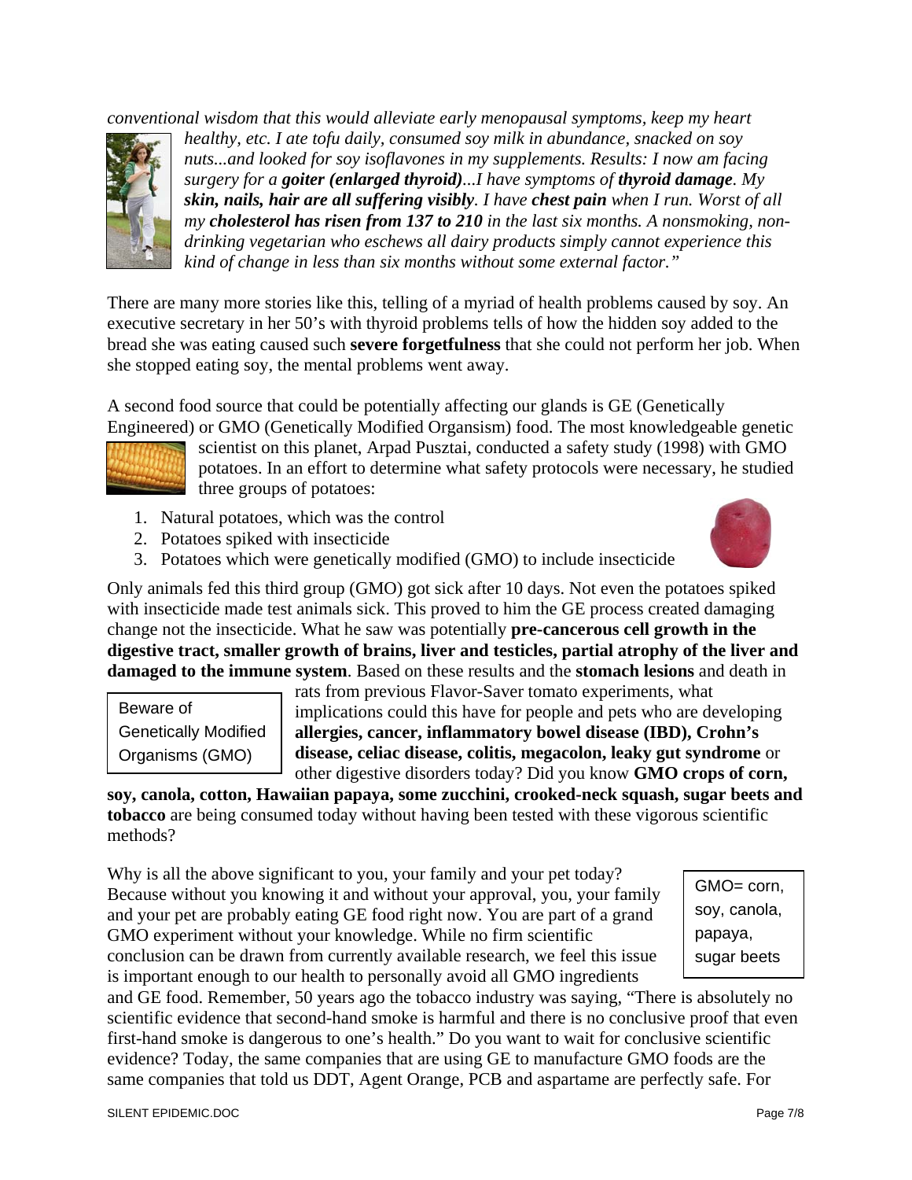*conventional wisdom that this would alleviate early menopausal symptoms, keep my heart healthy, etc. I ate tofu daily, consumed soy milk in abundance, snacked on soy nuts...and looked for soy isoflavones in my supplements. Results: I now am facing surgery for a* ***goiter (enlarged thyroid)****...I have symptoms of* ***thyroid damage****. My* ***skin, nails, hair are all suffering visibly****. I have* ***chest pain*** *when I run. Worst of all my* ***cholesterol has risen from 137 to 210*** *in the last six months. A nonsmoking, non-drinking vegetarian who eschews all dairy products simply cannot experience this kind of change in less than six months without some external factor."*

There are many more stories like this, telling of a myriad of health problems caused by soy. An executive secretary in her 50's with thyroid problems tells of how the hidden soy added to the bread she was eating caused such **severe forgetfulness** that she could not perform her job. When she stopped eating soy, the mental problems went away.

A second food source that could be potentially affecting our glands is GE (Genetically Engineered) or GMO (Genetically Modified Organsism) food. The most knowledgeable genetic scientist on this planet, Arpad Pusztai, conducted a safety study (1998) with GMO potatoes. In an effort to determine what safety protocols were necessary, he studied three groups of potatoes:

1. Natural potatoes, which was the control
2. Potatoes spiked with insecticide
3. Potatoes which were genetically modified (GMO) to include insecticide

Only animals fed this third group (GMO) got sick after 10 days. Not even the potatoes spiked with insecticide made test animals sick. This proved to him the GE process created damaging change not the insecticide. What he saw was potentially **pre-cancerous cell growth in the digestive tract, smaller growth of brains, liver and testicles, partial atrophy of the liver and damaged to the immune system**. Based on these results and the **stomach lesions** and death in rats from previous Flavor-Saver tomato experiments, what implications could this have for people and pets who are developing **allergies, cancer, inflammatory bowel disease (IBD), Crohn's disease, celiac disease, colitis, megacolon, leaky gut syndrome** or other digestive disorders today? Did you know **GMO crops of corn, soy, canola, cotton, Hawaiian papaya, some zucchini, crooked-neck squash, sugar beets and tobacco** are being consumed today without having been tested with these vigorous scientific methods?

Beware of Genetically Modified Organisms (GMO)

Why is all the above significant to you, your family and your pet today? Because without you knowing it and without your approval, you, your family and your pet are probably eating GE food right now. You are part of a grand GMO experiment without your knowledge. While no firm scientific conclusion can be drawn from currently available research, we feel this issue is important enough to our health to personally avoid all GMO ingredients and GE food. Remember, 50 years ago the tobacco industry was saying, "There is absolutely no scientific evidence that second-hand smoke is harmful and there is no conclusive proof that even first-hand smoke is dangerous to one's health." Do you want to wait for conclusive scientific evidence? Today, the same companies that are using GE to manufacture GMO foods are the same companies that told us DDT, Agent Orange, PCB and aspartame are perfectly safe. For

GMO= corn, soy, canola, papaya, sugar beets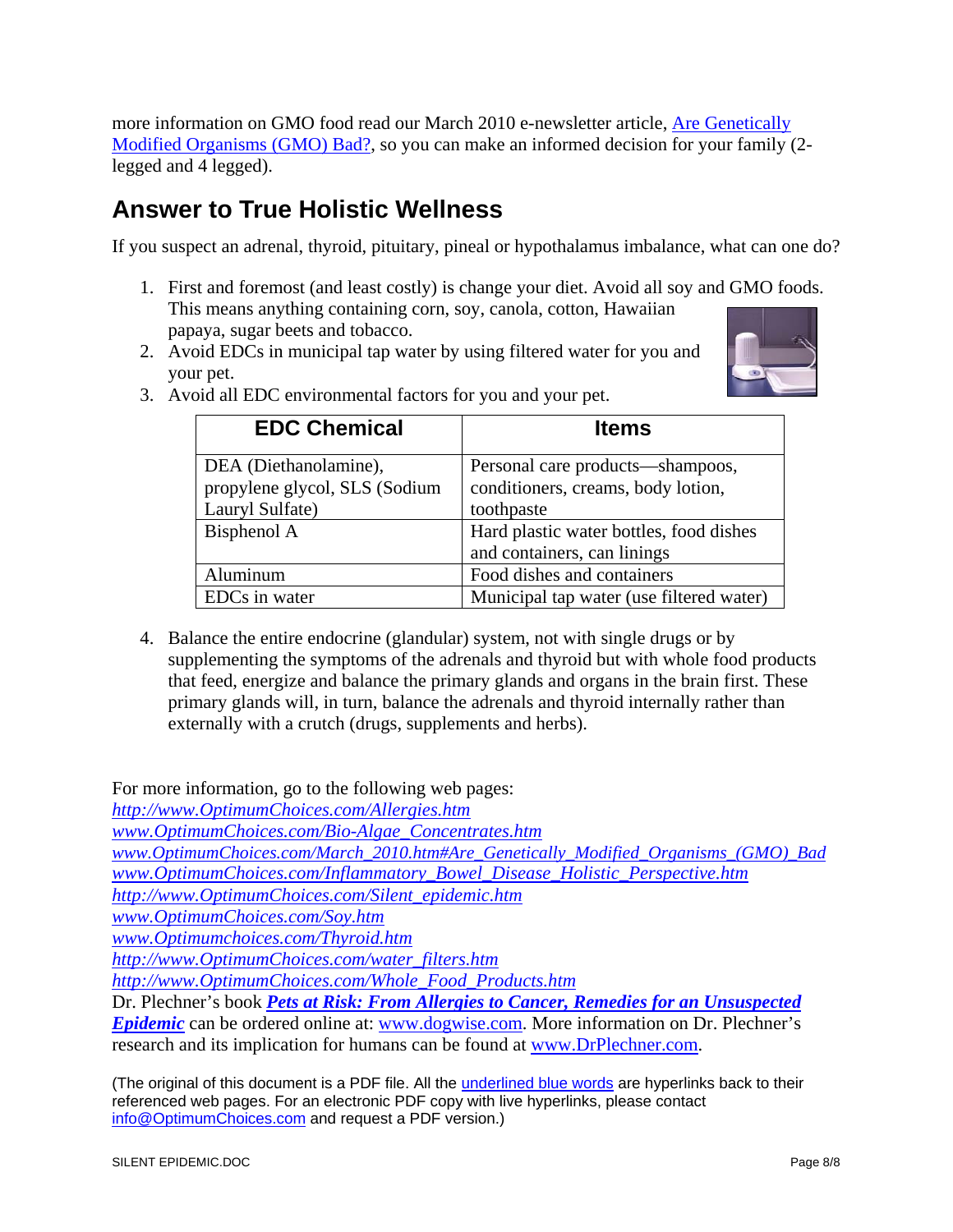more information on GMO food read our March 2010 e-newsletter article, [Are Genetically Modified Organisms (GMO) Bad?](), so you can make an informed decision for your family (2-legged and 4 legged).

## Answer to True Holistic Wellness

If you suspect an adrenal, thyroid, pituitary, pineal or hypothalamus imbalance, what can one do?

1. First and foremost (and least costly) is change your diet. Avoid all soy and GMO foods. This means anything containing corn, soy, canola, cotton, Hawaiian papaya, sugar beets and tobacco.
2. Avoid EDCs in municipal tap water by using filtered water for you and your pet.
3. Avoid all EDC environmental factors for you and your pet.

| EDC Chemical | Items |
|---|---|
| DEA (Diethanolamine), propylene glycol, SLS (Sodium Lauryl Sulfate) | Personal care products—shampoos, conditioners, creams, body lotion, toothpaste |
| Bisphenol A | Hard plastic water bottles, food dishes and containers, can linings |
| Aluminum | Food dishes and containers |
| EDCs in water | Municipal tap water (use filtered water) |

4. Balance the entire endocrine (glandular) system, not with single drugs or by supplementing the symptoms of the adrenals and thyroid but with whole food products that feed, energize and balance the primary glands and organs in the brain first. These primary glands will, in turn, balance the adrenals and thyroid internally rather than externally with a crutch (drugs, supplements and herbs).

For more information, go to the following web pages:
*http://www.OptimumChoices.com/Allergies.htm*
*www.OptimumChoices.com/Bio-Algae_Concentrates.htm*
*www.OptimumChoices.com/March_2010.htm#Are_Genetically_Modified_Organisms_(GMO)_Bad*
*www.OptimumChoices.com/Inflammatory_Bowel_Disease_Holistic_Perspective.htm*
*http://www.OptimumChoices.com/Silent_epidemic.htm*
*www.OptimumChoices.com/Soy.htm*
*www.Optimumchoices.com/Thyroid.htm*
*http://www.OptimumChoices.com/water_filters.htm*
*http://www.OptimumChoices.com/Whole_Food_Products.htm*
Dr. Plechner's book ***Pets at Risk: From Allergies to Cancer, Remedies for an Unsuspected Epidemic*** can be ordered online at: www.dogwise.com. More information on Dr. Plechner's research and its implication for humans can be found at www.DrPlechner.com.

(The original of this document is a PDF file. All the underlined blue words are hyperlinks back to their referenced web pages. For an electronic PDF copy with live hyperlinks, please contact info@OptimumChoices.com and request a PDF version.)